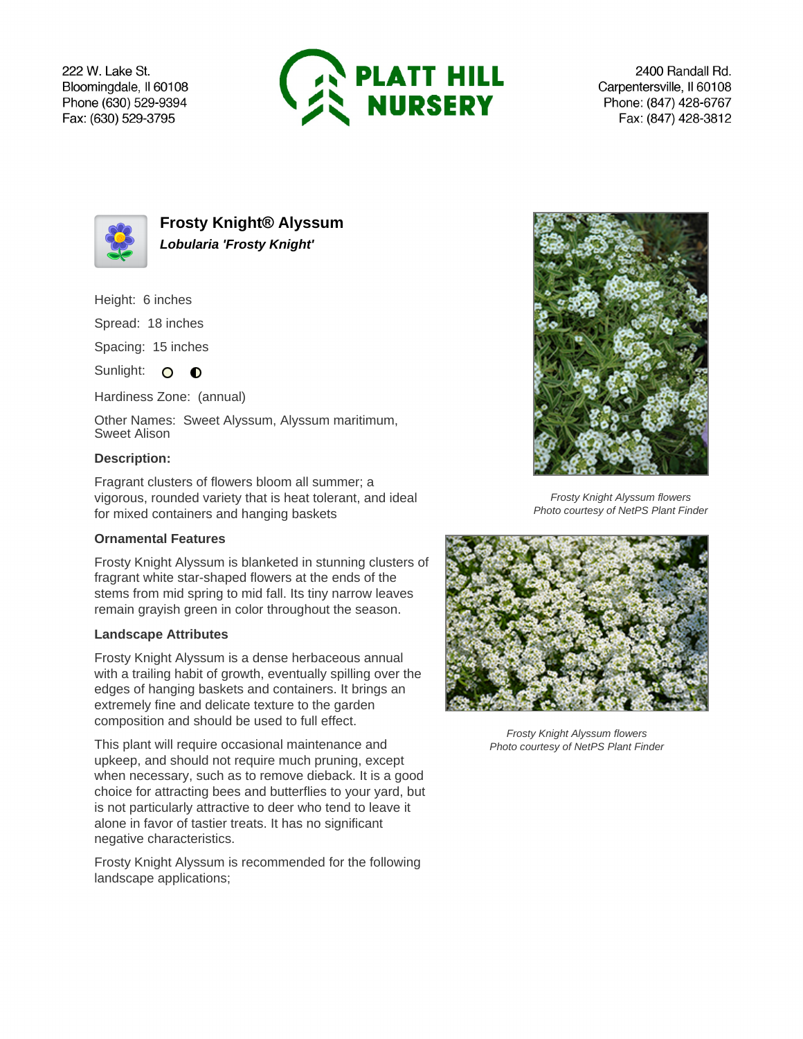222 W. Lake St.
Bloomingdale, Il 60108
Phone (630) 529-9394
Fax: (630) 529-3795

**PLATT HILL NURSERY**

2400 Randall Rd.
Carpentersville, Il 60108
Phone: (847) 428-6767
Fax: (847) 428-3812

# Frosty Knight® Alyssum

***Lobularia 'Frosty Knight'***

Height: 6 inches

Spread: 18 inches

Spacing: 15 inches

Sunlight:

Hardiness Zone: (annual)

Other Names: Sweet Alyssum, Alyssum maritimum, Sweet Alison

### Description:

Fragrant clusters of flowers bloom all summer; a vigorous, rounded variety that is heat tolerant, and ideal for mixed containers and hanging baskets

### Ornamental Features

Frosty Knight Alyssum is blanketed in stunning clusters of fragrant white star-shaped flowers at the ends of the stems from mid spring to mid fall. Its tiny narrow leaves remain grayish green in color throughout the season.

### Landscape Attributes

Frosty Knight Alyssum is a dense herbaceous annual with a trailing habit of growth, eventually spilling over the edges of hanging baskets and containers. It brings an extremely fine and delicate texture to the garden composition and should be used to full effect.

This plant will require occasional maintenance and upkeep, and should not require much pruning, except when necessary, such as to remove dieback. It is a good choice for attracting bees and butterflies to your yard, but is not particularly attractive to deer who tend to leave it alone in favor of tastier treats. It has no significant negative characteristics.

Frosty Knight Alyssum is recommended for the following landscape applications;

*Frosty Knight Alyssum flowers*
*Photo courtesy of NetPS Plant Finder*

*Frosty Knight Alyssum flowers*
*Photo courtesy of NetPS Plant Finder*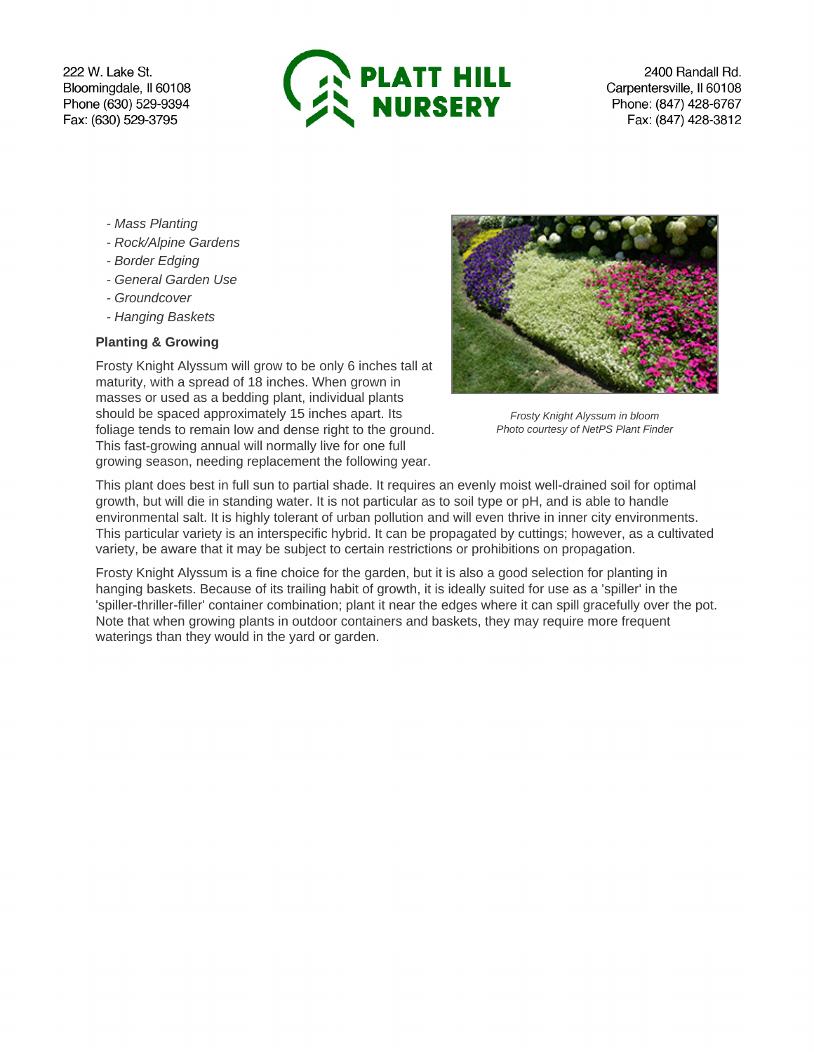- *Mass Planting*
- *Rock/Alpine Gardens*
- *Border Edging*
- *General Garden Use*
- *Groundcover*
- *Hanging Baskets*

**Planting & Growing**

Frosty Knight Alyssum will grow to be only 6 inches tall at maturity, with a spread of 18 inches. When grown in masses or used as a bedding plant, individual plants should be spaced approximately 15 inches apart. Its foliage tends to remain low and dense right to the ground. This fast-growing annual will normally live for one full growing season, needing replacement the following year.

*Frosty Knight Alyssum in bloom*
*Photo courtesy of NetPS Plant Finder*

This plant does best in full sun to partial shade. It requires an evenly moist well-drained soil for optimal growth, but will die in standing water. It is not particular as to soil type or pH, and is able to handle environmental salt. It is highly tolerant of urban pollution and will even thrive in inner city environments. This particular variety is an interspecific hybrid. It can be propagated by cuttings; however, as a cultivated variety, be aware that it may be subject to certain restrictions or prohibitions on propagation.

Frosty Knight Alyssum is a fine choice for the garden, but it is also a good selection for planting in hanging baskets. Because of its trailing habit of growth, it is ideally suited for use as a 'spiller' in the 'spiller-thriller-filler' container combination; plant it near the edges where it can spill gracefully over the pot. Note that when growing plants in outdoor containers and baskets, they may require more frequent waterings than they would in the yard or garden.